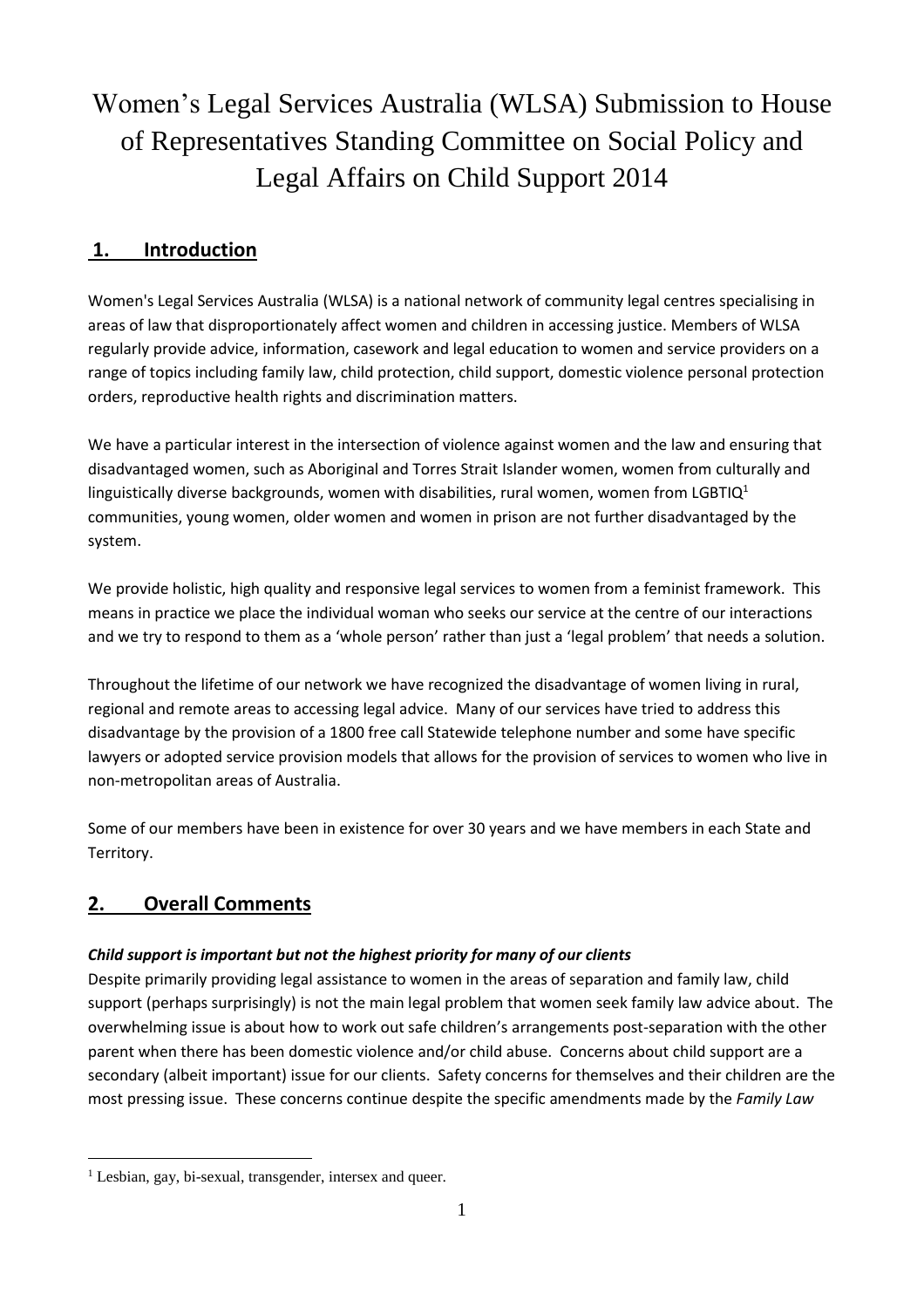# Women's Legal Services Australia (WLSA) Submission to House of Representatives Standing Committee on Social Policy and Legal Affairs on Child Support 2014

## 1. Introduction

Women's Legal Services Australia (WLSA) is a national network of community legal centres specialising in areas of law that disproportionately affect women and children in accessing justice. Members of WLSA regularly provide advice, information, casework and legal education to women and service providers on a range of topics including family law, child protection, child support, domestic violence personal protection orders, reproductive health rights and discrimination matters.

We have a particular interest in the intersection of violence against women and the law and ensuring that disadvantaged women, such as Aboriginal and Torres Strait Islander women, women from culturally and linguistically diverse backgrounds, women with disabilities, rural women, women from LGBTIQ[1] communities, young women, older women and women in prison are not further disadvantaged by the system.

We provide holistic, high quality and responsive legal services to women from a feminist framework. This means in practice we place the individual woman who seeks our service at the centre of our interactions and we try to respond to them as a 'whole person' rather than just a 'legal problem' that needs a solution.

Throughout the lifetime of our network we have recognized the disadvantage of women living in rural, regional and remote areas to accessing legal advice. Many of our services have tried to address this disadvantage by the provision of a 1800 free call Statewide telephone number and some have specific lawyers or adopted service provision models that allows for the provision of services to women who live in non-metropolitan areas of Australia.

Some of our members have been in existence for over 30 years and we have members in each State and Territory.

## 2. Overall Comments

***Child support is important but not the highest priority for many of our clients***

Despite primarily providing legal assistance to women in the areas of separation and family law, child support (perhaps surprisingly) is not the main legal problem that women seek family law advice about. The overwhelming issue is about how to work out safe children's arrangements post-separation with the other parent when there has been domestic violence and/or child abuse. Concerns about child support are a secondary (albeit important) issue for our clients. Safety concerns for themselves and their children are the most pressing issue. These concerns continue despite the specific amendments made by the *Family Law*

[1] Lesbian, gay, bi-sexual, transgender, intersex and queer.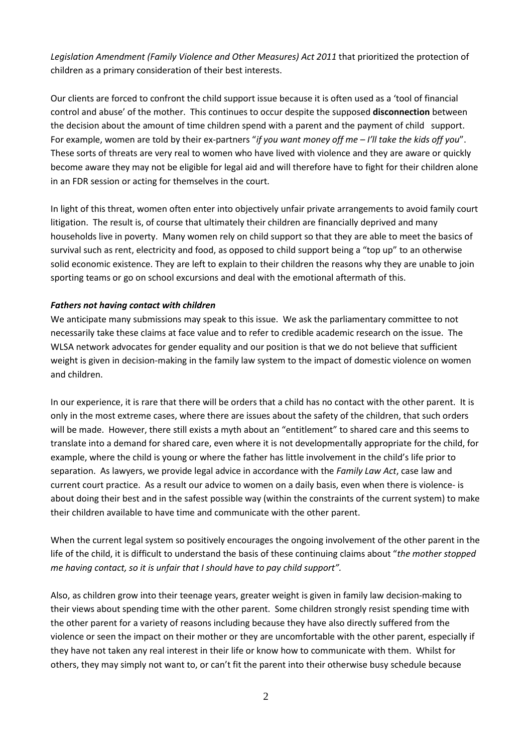*Legislation Amendment (Family Violence and Other Measures) Act 2011* that prioritized the protection of children as a primary consideration of their best interests.

Our clients are forced to confront the child support issue because it is often used as a 'tool of financial control and abuse' of the mother. This continues to occur despite the supposed **disconnection** between the decision about the amount of time children spend with a parent and the payment of child support. For example, women are told by their ex-partners "*if you want money off me – I'll take the kids off you*". These sorts of threats are very real to women who have lived with violence and they are aware or quickly become aware they may not be eligible for legal aid and will therefore have to fight for their children alone in an FDR session or acting for themselves in the court.

In light of this threat, women often enter into objectively unfair private arrangements to avoid family court litigation. The result is, of course that ultimately their children are financially deprived and many households live in poverty. Many women rely on child support so that they are able to meet the basics of survival such as rent, electricity and food, as opposed to child support being a "top up" to an otherwise solid economic existence. They are left to explain to their children the reasons why they are unable to join sporting teams or go on school excursions and deal with the emotional aftermath of this.

***Fathers not having contact with children***

We anticipate many submissions may speak to this issue. We ask the parliamentary committee to not necessarily take these claims at face value and to refer to credible academic research on the issue. The WLSA network advocates for gender equality and our position is that we do not believe that sufficient weight is given in decision-making in the family law system to the impact of domestic violence on women and children.

In our experience, it is rare that there will be orders that a child has no contact with the other parent. It is only in the most extreme cases, where there are issues about the safety of the children, that such orders will be made. However, there still exists a myth about an "entitlement" to shared care and this seems to translate into a demand for shared care, even where it is not developmentally appropriate for the child, for example, where the child is young or where the father has little involvement in the child's life prior to separation. As lawyers, we provide legal advice in accordance with the *Family Law Act*, case law and current court practice. As a result our advice to women on a daily basis, even when there is violence- is about doing their best and in the safest possible way (within the constraints of the current system) to make their children available to have time and communicate with the other parent.

When the current legal system so positively encourages the ongoing involvement of the other parent in the life of the child, it is difficult to understand the basis of these continuing claims about "*the mother stopped me having contact, so it is unfair that I should have to pay child support".*

Also, as children grow into their teenage years, greater weight is given in family law decision-making to their views about spending time with the other parent. Some children strongly resist spending time with the other parent for a variety of reasons including because they have also directly suffered from the violence or seen the impact on their mother or they are uncomfortable with the other parent, especially if they have not taken any real interest in their life or know how to communicate with them. Whilst for others, they may simply not want to, or can't fit the parent into their otherwise busy schedule because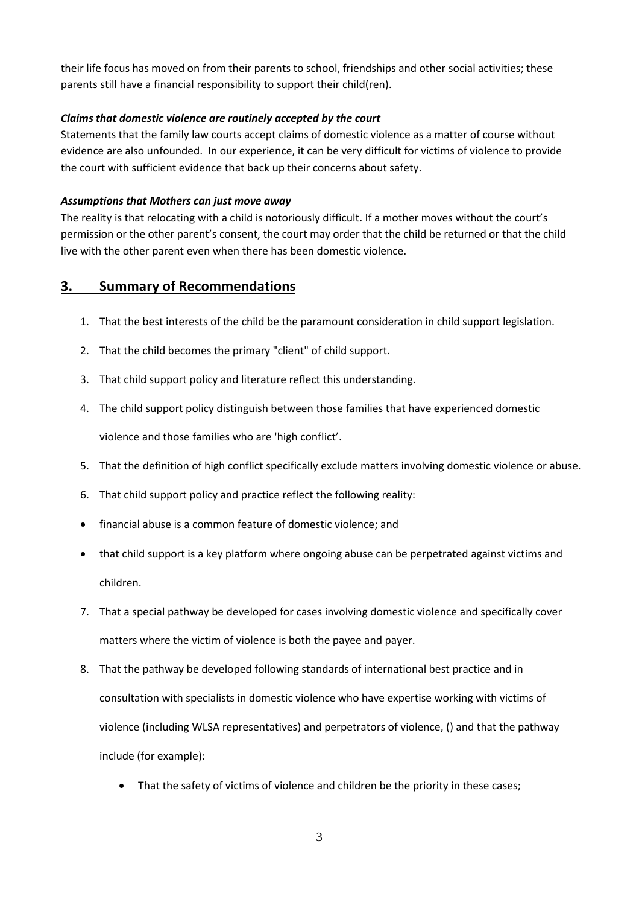their life focus has moved on from their parents to school, friendships and other social activities; these parents still have a financial responsibility to support their child(ren).

***Claims that domestic violence are routinely accepted by the court***

Statements that the family law courts accept claims of domestic violence as a matter of course without evidence are also unfounded. In our experience, it can be very difficult for victims of violence to provide the court with sufficient evidence that back up their concerns about safety.

***Assumptions that Mothers can just move away***

The reality is that relocating with a child is notoriously difficult. If a mother moves without the court's permission or the other parent's consent, the court may order that the child be returned or that the child live with the other parent even when there has been domestic violence.

## 3. Summary of Recommendations

1. That the best interests of the child be the paramount consideration in child support legislation.
2. That the child becomes the primary "client" of child support.
3. That child support policy and literature reflect this understanding.
4. The child support policy distinguish between those families that have experienced domestic violence and those families who are 'high conflict'.
5. That the definition of high conflict specifically exclude matters involving domestic violence or abuse.
6. That child support policy and practice reflect the following reality:
   - financial abuse is a common feature of domestic violence; and
   - that child support is a key platform where ongoing abuse can be perpetrated against victims and children.
7. That a special pathway be developed for cases involving domestic violence and specifically cover matters where the victim of violence is both the payee and payer.
8. That the pathway be developed following standards of international best practice and in consultation with specialists in domestic violence who have expertise working with victims of violence (including WLSA representatives) and perpetrators of violence, () and that the pathway include (for example):
   - That the safety of victims of violence and children be the priority in these cases;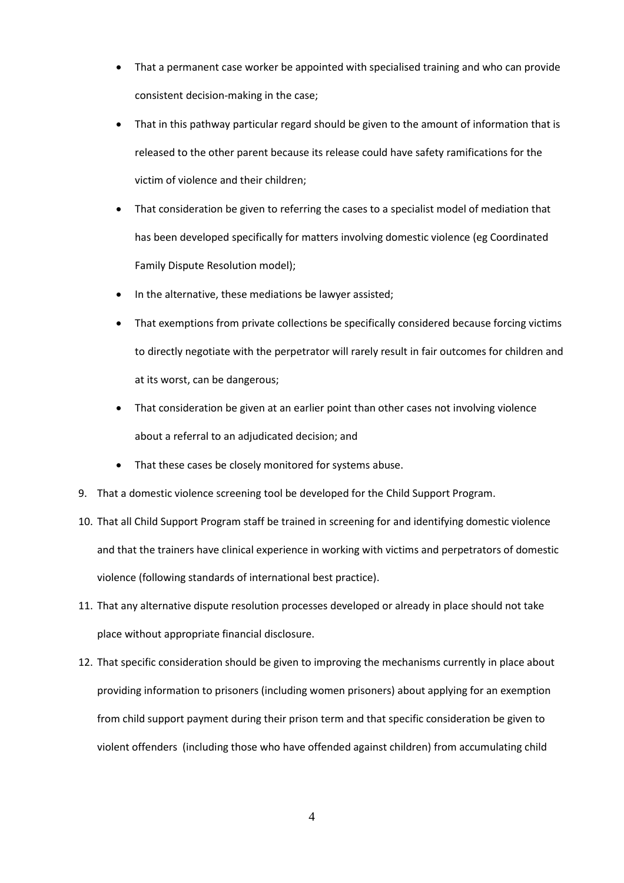- That a permanent case worker be appointed with specialised training and who can provide consistent decision-making in the case;
- That in this pathway particular regard should be given to the amount of information that is released to the other parent because its release could have safety ramifications for the victim of violence and their children;
- That consideration be given to referring the cases to a specialist model of mediation that has been developed specifically for matters involving domestic violence (eg Coordinated Family Dispute Resolution model);
- In the alternative, these mediations be lawyer assisted;
- That exemptions from private collections be specifically considered because forcing victims to directly negotiate with the perpetrator will rarely result in fair outcomes for children and at its worst, can be dangerous;
- That consideration be given at an earlier point than other cases not involving violence about a referral to an adjudicated decision; and
- That these cases be closely monitored for systems abuse.

9. That a domestic violence screening tool be developed for the Child Support Program.
10. That all Child Support Program staff be trained in screening for and identifying domestic violence and that the trainers have clinical experience in working with victims and perpetrators of domestic violence (following standards of international best practice).
11. That any alternative dispute resolution processes developed or already in place should not take place without appropriate financial disclosure.
12. That specific consideration should be given to improving the mechanisms currently in place about providing information to prisoners (including women prisoners) about applying for an exemption from child support payment during their prison term and that specific consideration be given to violent offenders (including those who have offended against children) from accumulating child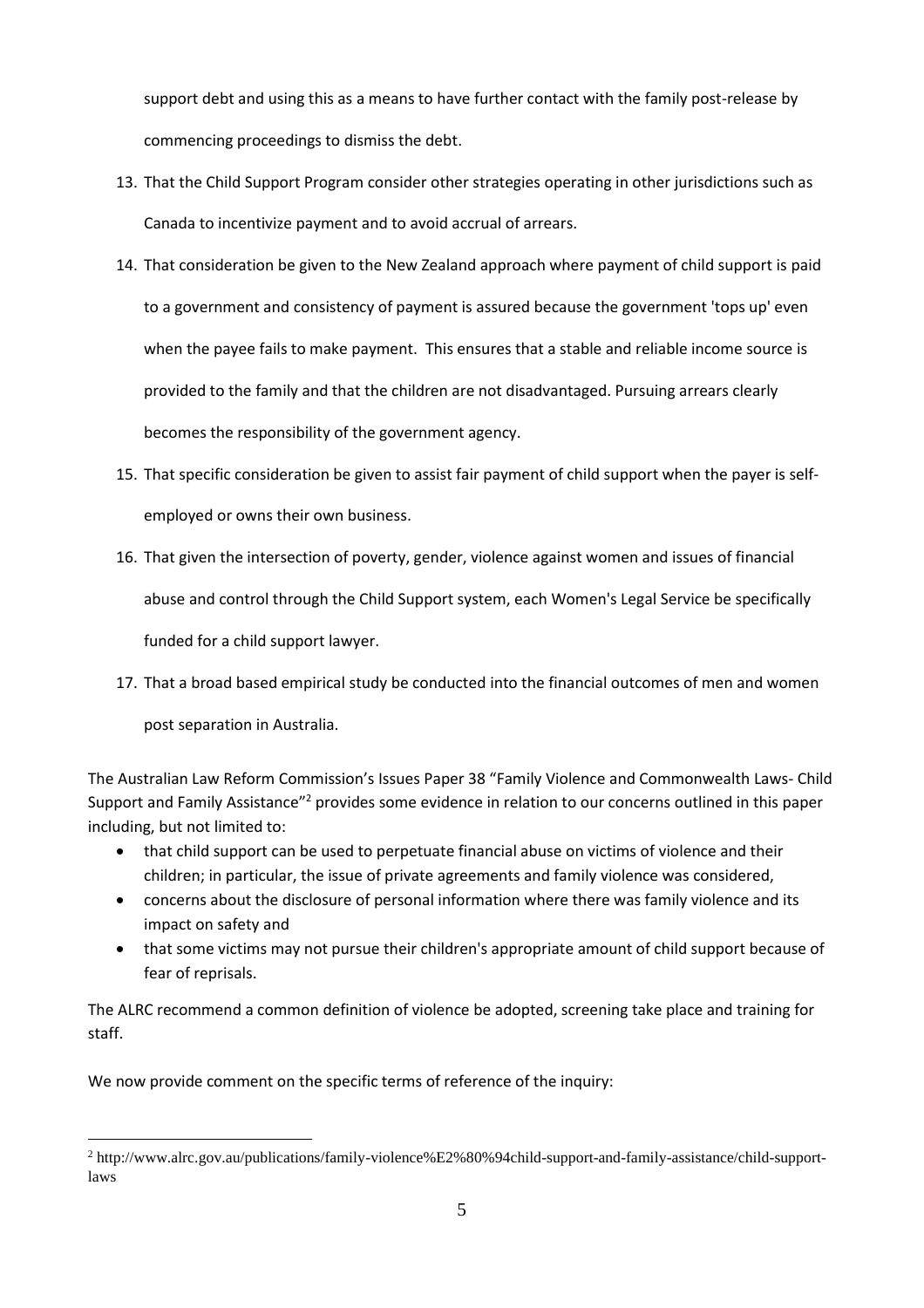support debt and using this as a means to have further contact with the family post-release by commencing proceedings to dismiss the debt.

13. That the Child Support Program consider other strategies operating in other jurisdictions such as Canada to incentivize payment and to avoid accrual of arrears.
14. That consideration be given to the New Zealand approach where payment of child support is paid to a government and consistency of payment is assured because the government 'tops up' even when the payee fails to make payment. This ensures that a stable and reliable income source is provided to the family and that the children are not disadvantaged. Pursuing arrears clearly becomes the responsibility of the government agency.
15. That specific consideration be given to assist fair payment of child support when the payer is self-employed or owns their own business.
16. That given the intersection of poverty, gender, violence against women and issues of financial abuse and control through the Child Support system, each Women's Legal Service be specifically funded for a child support lawyer.
17. That a broad based empirical study be conducted into the financial outcomes of men and women post separation in Australia.

The Australian Law Reform Commission's Issues Paper 38 "Family Violence and Commonwealth Laws- Child Support and Family Assistance"[2] provides some evidence in relation to our concerns outlined in this paper including, but not limited to:

- that child support can be used to perpetuate financial abuse on victims of violence and their children; in particular, the issue of private agreements and family violence was considered,
- concerns about the disclosure of personal information where there was family violence and its impact on safety and
- that some victims may not pursue their children's appropriate amount of child support because of fear of reprisals.

The ALRC recommend a common definition of violence be adopted, screening take place and training for staff.

We now provide comment on the specific terms of reference of the inquiry:

[2] http://www.alrc.gov.au/publications/family-violence%E2%80%94child-support-and-family-assistance/child-support-laws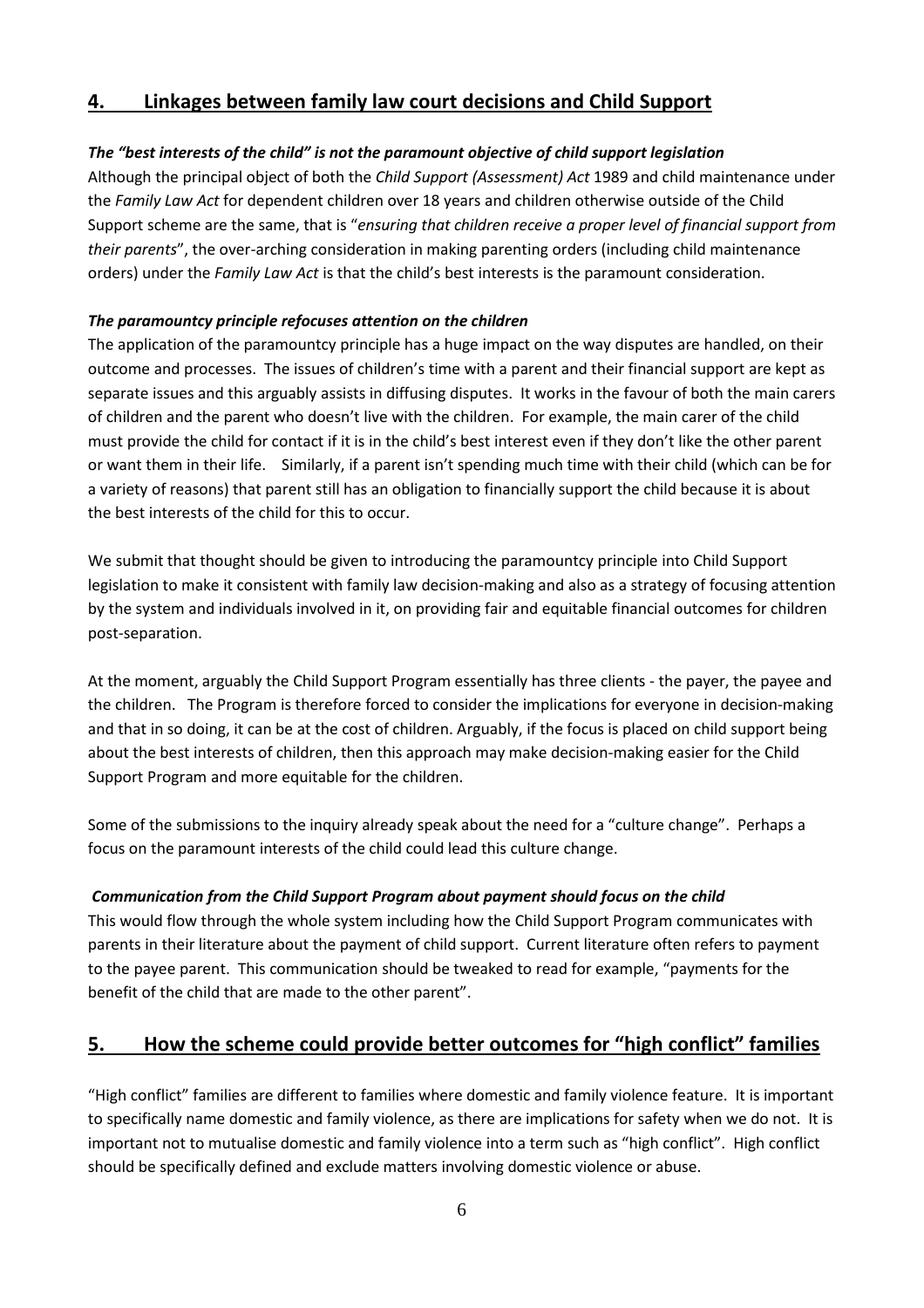## 4. Linkages between family law court decisions and Child Support

***The "best interests of the child" is not the paramount objective of child support legislation***

Although the principal object of both the *Child Support (Assessment) Act* 1989 and child maintenance under the *Family Law Act* for dependent children over 18 years and children otherwise outside of the Child Support scheme are the same, that is "*ensuring that children receive a proper level of financial support from their parents*", the over-arching consideration in making parenting orders (including child maintenance orders) under the *Family Law Act* is that the child's best interests is the paramount consideration.

***The paramountcy principle refocuses attention on the children***

The application of the paramountcy principle has a huge impact on the way disputes are handled, on their outcome and processes. The issues of children's time with a parent and their financial support are kept as separate issues and this arguably assists in diffusing disputes. It works in the favour of both the main carers of children and the parent who doesn't live with the children. For example, the main carer of the child must provide the child for contact if it is in the child's best interest even if they don't like the other parent or want them in their life. Similarly, if a parent isn't spending much time with their child (which can be for a variety of reasons) that parent still has an obligation to financially support the child because it is about the best interests of the child for this to occur.

We submit that thought should be given to introducing the paramountcy principle into Child Support legislation to make it consistent with family law decision-making and also as a strategy of focusing attention by the system and individuals involved in it, on providing fair and equitable financial outcomes for children post-separation.

At the moment, arguably the Child Support Program essentially has three clients - the payer, the payee and the children. The Program is therefore forced to consider the implications for everyone in decision-making and that in so doing, it can be at the cost of children. Arguably, if the focus is placed on child support being about the best interests of children, then this approach may make decision-making easier for the Child Support Program and more equitable for the children.

Some of the submissions to the inquiry already speak about the need for a "culture change". Perhaps a focus on the paramount interests of the child could lead this culture change.

***Communication from the Child Support Program about payment should focus on the child***

This would flow through the whole system including how the Child Support Program communicates with parents in their literature about the payment of child support. Current literature often refers to payment to the payee parent. This communication should be tweaked to read for example, "payments for the benefit of the child that are made to the other parent".

## 5. How the scheme could provide better outcomes for "high conflict" families

"High conflict" families are different to families where domestic and family violence feature. It is important to specifically name domestic and family violence, as there are implications for safety when we do not. It is important not to mutualise domestic and family violence into a term such as "high conflict". High conflict should be specifically defined and exclude matters involving domestic violence or abuse.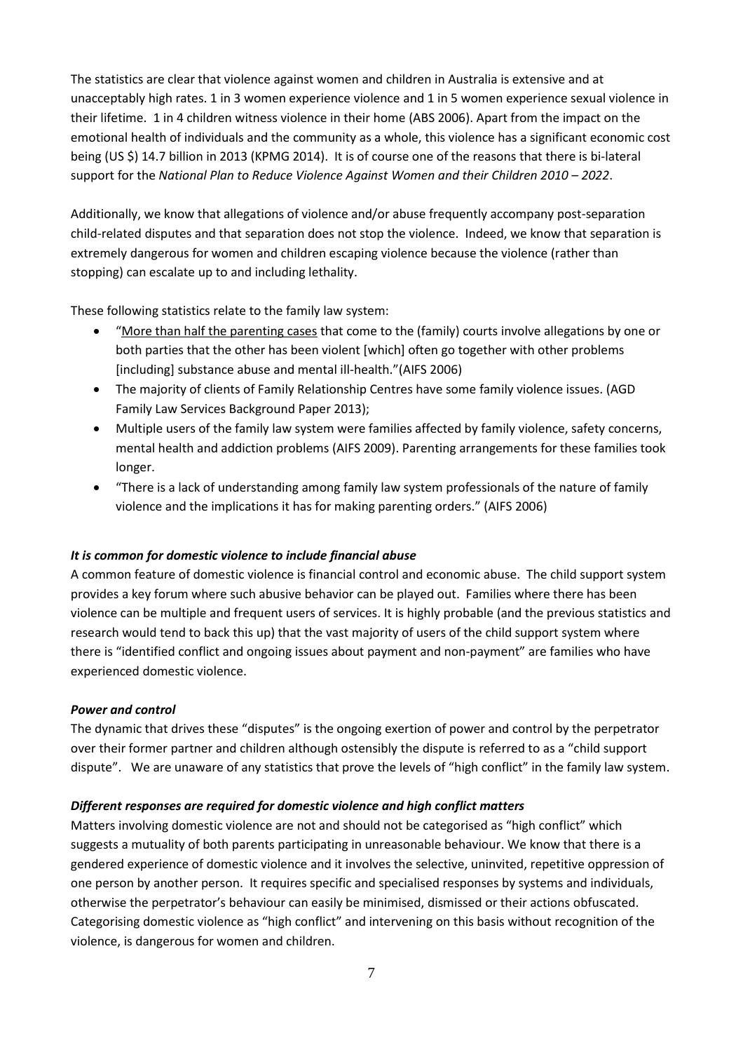The statistics are clear that violence against women and children in Australia is extensive and at unacceptably high rates. 1 in 3 women experience violence and 1 in 5 women experience sexual violence in their lifetime. 1 in 4 children witness violence in their home (ABS 2006). Apart from the impact on the emotional health of individuals and the community as a whole, this violence has a significant economic cost being (US $) 14.7 billion in 2013 (KPMG 2014). It is of course one of the reasons that there is bi-lateral support for the *National Plan to Reduce Violence Against Women and their Children 2010 – 2022*.

Additionally, we know that allegations of violence and/or abuse frequently accompany post-separation child-related disputes and that separation does not stop the violence. Indeed, we know that separation is extremely dangerous for women and children escaping violence because the violence (rather than stopping) can escalate up to and including lethality.

These following statistics relate to the family law system:

- "More than half the parenting cases that come to the (family) courts involve allegations by one or both parties that the other has been violent [which] often go together with other problems [including] substance abuse and mental ill-health."(AIFS 2006)
- The majority of clients of Family Relationship Centres have some family violence issues. (AGD Family Law Services Background Paper 2013);
- Multiple users of the family law system were families affected by family violence, safety concerns, mental health and addiction problems (AIFS 2009). Parenting arrangements for these families took longer.
- "There is a lack of understanding among family law system professionals of the nature of family violence and the implications it has for making parenting orders." (AIFS 2006)

***It is common for domestic violence to include financial abuse***

A common feature of domestic violence is financial control and economic abuse. The child support system provides a key forum where such abusive behavior can be played out. Families where there has been violence can be multiple and frequent users of services. It is highly probable (and the previous statistics and research would tend to back this up) that the vast majority of users of the child support system where there is "identified conflict and ongoing issues about payment and non-payment" are families who have experienced domestic violence.

***Power and control***

The dynamic that drives these "disputes" is the ongoing exertion of power and control by the perpetrator over their former partner and children although ostensibly the dispute is referred to as a "child support dispute". We are unaware of any statistics that prove the levels of "high conflict" in the family law system.

***Different responses are required for domestic violence and high conflict matters***

Matters involving domestic violence are not and should not be categorised as "high conflict" which suggests a mutuality of both parents participating in unreasonable behaviour. We know that there is a gendered experience of domestic violence and it involves the selective, uninvited, repetitive oppression of one person by another person. It requires specific and specialised responses by systems and individuals, otherwise the perpetrator's behaviour can easily be minimised, dismissed or their actions obfuscated. Categorising domestic violence as "high conflict" and intervening on this basis without recognition of the violence, is dangerous for women and children.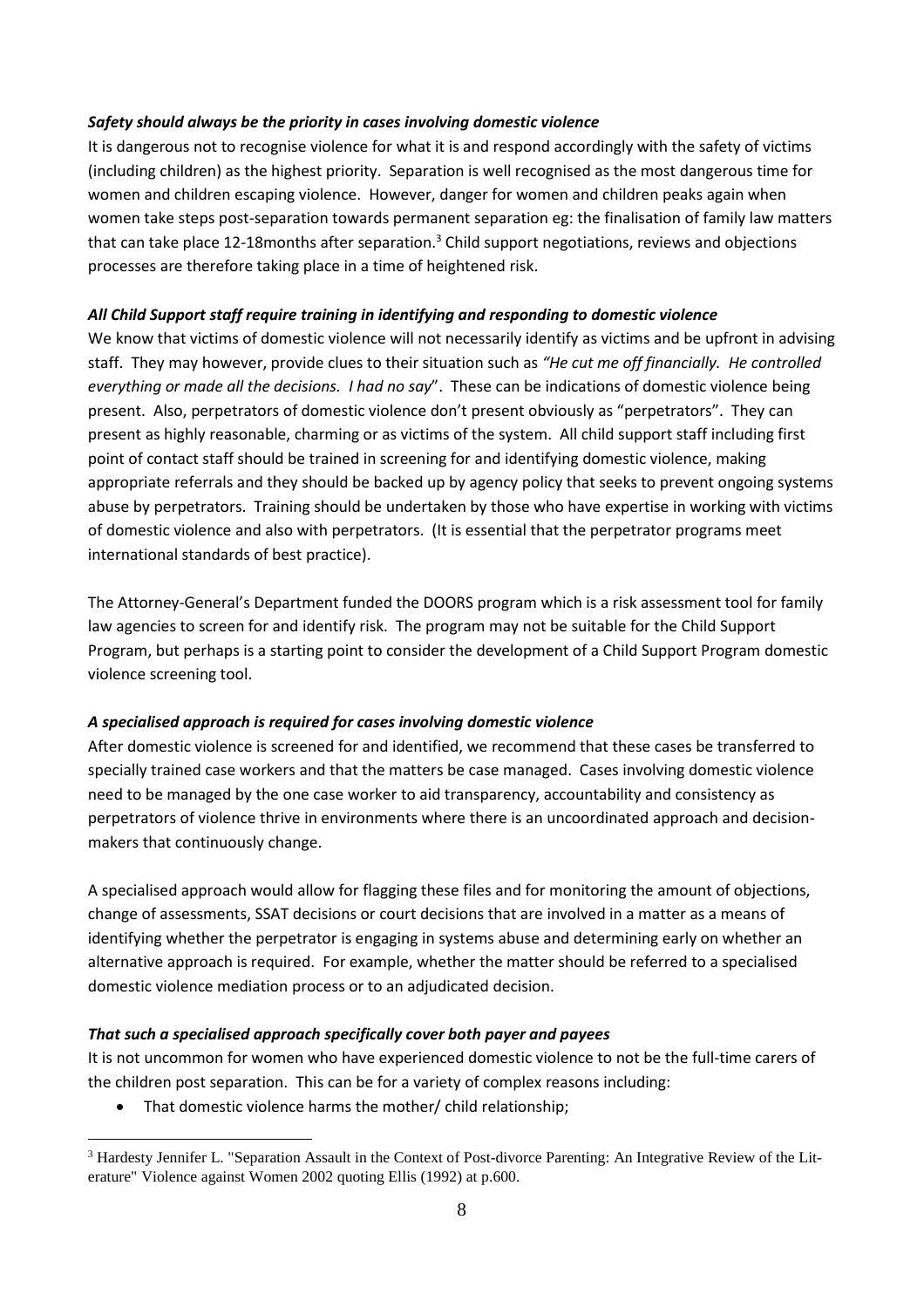***Safety should always be the priority in cases involving domestic violence***

It is dangerous not to recognise violence for what it is and respond accordingly with the safety of victims (including children) as the highest priority. Separation is well recognised as the most dangerous time for women and children escaping violence. However, danger for women and children peaks again when women take steps post-separation towards permanent separation eg: the finalisation of family law matters that can take place 12-18months after separation.[3] Child support negotiations, reviews and objections processes are therefore taking place in a time of heightened risk.

***All Child Support staff require training in identifying and responding to domestic violence***

We know that victims of domestic violence will not necessarily identify as victims and be upfront in advising staff. They may however, provide clues to their situation such as *"He cut me off financially. He controlled everything or made all the decisions. I had no say*". These can be indications of domestic violence being present. Also, perpetrators of domestic violence don't present obviously as "perpetrators". They can present as highly reasonable, charming or as victims of the system. All child support staff including first point of contact staff should be trained in screening for and identifying domestic violence, making appropriate referrals and they should be backed up by agency policy that seeks to prevent ongoing systems abuse by perpetrators. Training should be undertaken by those who have expertise in working with victims of domestic violence and also with perpetrators. (It is essential that the perpetrator programs meet international standards of best practice).

The Attorney-General's Department funded the DOORS program which is a risk assessment tool for family law agencies to screen for and identify risk. The program may not be suitable for the Child Support Program, but perhaps is a starting point to consider the development of a Child Support Program domestic violence screening tool.

***A specialised approach is required for cases involving domestic violence***

After domestic violence is screened for and identified, we recommend that these cases be transferred to specially trained case workers and that the matters be case managed. Cases involving domestic violence need to be managed by the one case worker to aid transparency, accountability and consistency as perpetrators of violence thrive in environments where there is an uncoordinated approach and decision-makers that continuously change.

A specialised approach would allow for flagging these files and for monitoring the amount of objections, change of assessments, SSAT decisions or court decisions that are involved in a matter as a means of identifying whether the perpetrator is engaging in systems abuse and determining early on whether an alternative approach is required. For example, whether the matter should be referred to a specialised domestic violence mediation process or to an adjudicated decision.

***That such a specialised approach specifically cover both payer and payees***

It is not uncommon for women who have experienced domestic violence to not be the full-time carers of the children post separation. This can be for a variety of complex reasons including:

- That domestic violence harms the mother/ child relationship;

[3] Hardesty Jennifer L. "Separation Assault in the Context of Post-divorce Parenting: An Integrative Review of the Literature" Violence against Women 2002 quoting Ellis (1992) at p.600.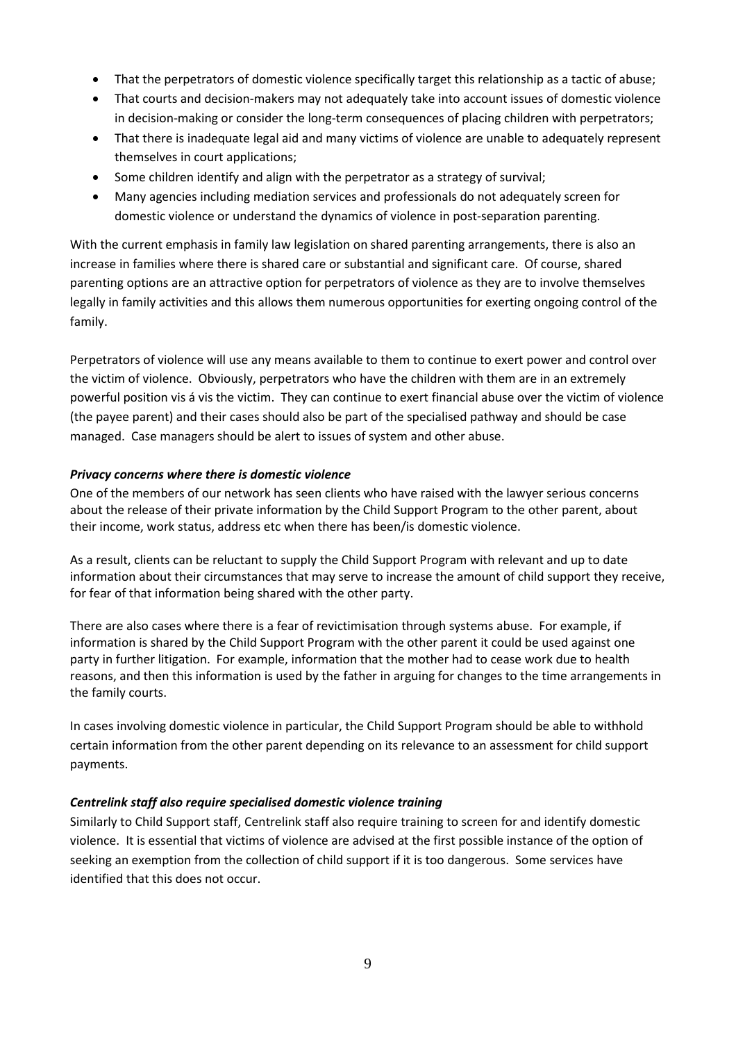- That the perpetrators of domestic violence specifically target this relationship as a tactic of abuse;
- That courts and decision-makers may not adequately take into account issues of domestic violence in decision-making or consider the long-term consequences of placing children with perpetrators;
- That there is inadequate legal aid and many victims of violence are unable to adequately represent themselves in court applications;
- Some children identify and align with the perpetrator as a strategy of survival;
- Many agencies including mediation services and professionals do not adequately screen for domestic violence or understand the dynamics of violence in post-separation parenting.

With the current emphasis in family law legislation on shared parenting arrangements, there is also an increase in families where there is shared care or substantial and significant care. Of course, shared parenting options are an attractive option for perpetrators of violence as they are to involve themselves legally in family activities and this allows them numerous opportunities for exerting ongoing control of the family.

Perpetrators of violence will use any means available to them to continue to exert power and control over the victim of violence. Obviously, perpetrators who have the children with them are in an extremely powerful position vis á vis the victim. They can continue to exert financial abuse over the victim of violence (the payee parent) and their cases should also be part of the specialised pathway and should be case managed. Case managers should be alert to issues of system and other abuse.

***Privacy concerns where there is domestic violence***

One of the members of our network has seen clients who have raised with the lawyer serious concerns about the release of their private information by the Child Support Program to the other parent, about their income, work status, address etc when there has been/is domestic violence.

As a result, clients can be reluctant to supply the Child Support Program with relevant and up to date information about their circumstances that may serve to increase the amount of child support they receive, for fear of that information being shared with the other party.

There are also cases where there is a fear of revictimisation through systems abuse. For example, if information is shared by the Child Support Program with the other parent it could be used against one party in further litigation. For example, information that the mother had to cease work due to health reasons, and then this information is used by the father in arguing for changes to the time arrangements in the family courts.

In cases involving domestic violence in particular, the Child Support Program should be able to withhold certain information from the other parent depending on its relevance to an assessment for child support payments.

***Centrelink staff also require specialised domestic violence training***

Similarly to Child Support staff, Centrelink staff also require training to screen for and identify domestic violence. It is essential that victims of violence are advised at the first possible instance of the option of seeking an exemption from the collection of child support if it is too dangerous. Some services have identified that this does not occur.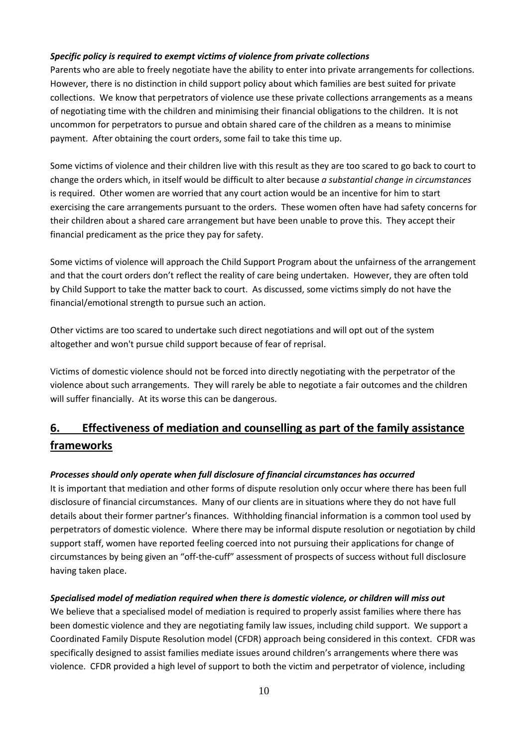***Specific policy is required to exempt victims of violence from private collections***

Parents who are able to freely negotiate have the ability to enter into private arrangements for collections. However, there is no distinction in child support policy about which families are best suited for private collections. We know that perpetrators of violence use these private collections arrangements as a means of negotiating time with the children and minimising their financial obligations to the children. It is not uncommon for perpetrators to pursue and obtain shared care of the children as a means to minimise payment. After obtaining the court orders, some fail to take this time up.

Some victims of violence and their children live with this result as they are too scared to go back to court to change the orders which, in itself would be difficult to alter because *a substantial change in circumstances* is required. Other women are worried that any court action would be an incentive for him to start exercising the care arrangements pursuant to the orders. These women often have had safety concerns for their children about a shared care arrangement but have been unable to prove this. They accept their financial predicament as the price they pay for safety.

Some victims of violence will approach the Child Support Program about the unfairness of the arrangement and that the court orders don't reflect the reality of care being undertaken. However, they are often told by Child Support to take the matter back to court. As discussed, some victims simply do not have the financial/emotional strength to pursue such an action.

Other victims are too scared to undertake such direct negotiations and will opt out of the system altogether and won't pursue child support because of fear of reprisal.

Victims of domestic violence should not be forced into directly negotiating with the perpetrator of the violence about such arrangements. They will rarely be able to negotiate a fair outcomes and the children will suffer financially. At its worse this can be dangerous.

## 6. Effectiveness of mediation and counselling as part of the family assistance frameworks

***Processes should only operate when full disclosure of financial circumstances has occurred***

It is important that mediation and other forms of dispute resolution only occur where there has been full disclosure of financial circumstances. Many of our clients are in situations where they do not have full details about their former partner's finances. Withholding financial information is a common tool used by perpetrators of domestic violence. Where there may be informal dispute resolution or negotiation by child support staff, women have reported feeling coerced into not pursuing their applications for change of circumstances by being given an "off-the-cuff" assessment of prospects of success without full disclosure having taken place.

***Specialised model of mediation required when there is domestic violence, or children will miss out***

We believe that a specialised model of mediation is required to properly assist families where there has been domestic violence and they are negotiating family law issues, including child support. We support a Coordinated Family Dispute Resolution model (CFDR) approach being considered in this context. CFDR was specifically designed to assist families mediate issues around children's arrangements where there was violence. CFDR provided a high level of support to both the victim and perpetrator of violence, including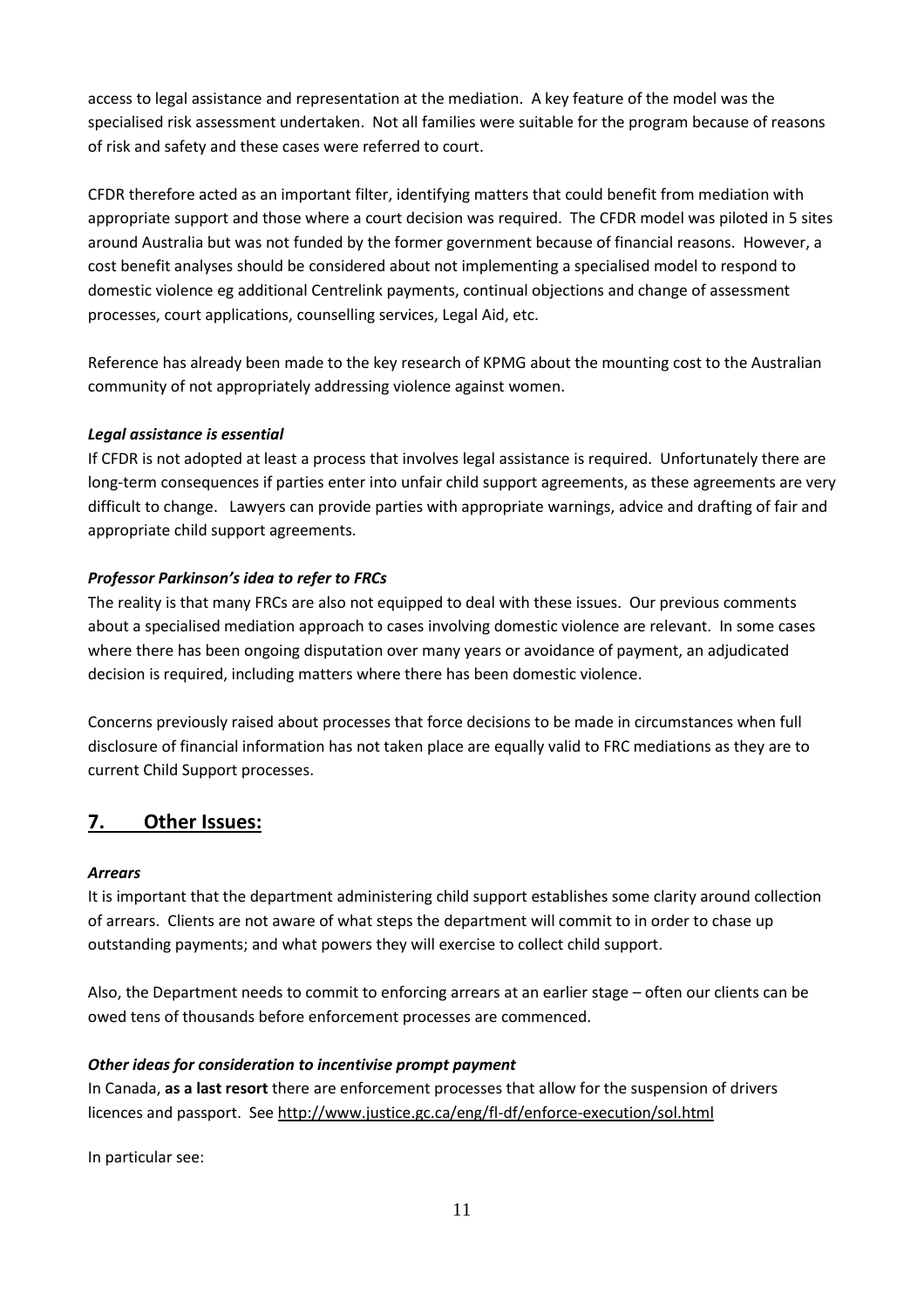access to legal assistance and representation at the mediation. A key feature of the model was the specialised risk assessment undertaken. Not all families were suitable for the program because of reasons of risk and safety and these cases were referred to court.

CFDR therefore acted as an important filter, identifying matters that could benefit from mediation with appropriate support and those where a court decision was required. The CFDR model was piloted in 5 sites around Australia but was not funded by the former government because of financial reasons. However, a cost benefit analyses should be considered about not implementing a specialised model to respond to domestic violence eg additional Centrelink payments, continual objections and change of assessment processes, court applications, counselling services, Legal Aid, etc.

Reference has already been made to the key research of KPMG about the mounting cost to the Australian community of not appropriately addressing violence against women.

***Legal assistance is essential***

If CFDR is not adopted at least a process that involves legal assistance is required. Unfortunately there are long-term consequences if parties enter into unfair child support agreements, as these agreements are very difficult to change. Lawyers can provide parties with appropriate warnings, advice and drafting of fair and appropriate child support agreements.

***Professor Parkinson's idea to refer to FRCs***

The reality is that many FRCs are also not equipped to deal with these issues. Our previous comments about a specialised mediation approach to cases involving domestic violence are relevant. In some cases where there has been ongoing disputation over many years or avoidance of payment, an adjudicated decision is required, including matters where there has been domestic violence.

Concerns previously raised about processes that force decisions to be made in circumstances when full disclosure of financial information has not taken place are equally valid to FRC mediations as they are to current Child Support processes.

## 7. Other Issues:

***Arrears***

It is important that the department administering child support establishes some clarity around collection of arrears. Clients are not aware of what steps the department will commit to in order to chase up outstanding payments; and what powers they will exercise to collect child support.

Also, the Department needs to commit to enforcing arrears at an earlier stage – often our clients can be owed tens of thousands before enforcement processes are commenced.

***Other ideas for consideration to incentivise prompt payment***

In Canada, **as a last resort** there are enforcement processes that allow for the suspension of drivers licences and passport. See http://www.justice.gc.ca/eng/fl-df/enforce-execution/sol.html

In particular see: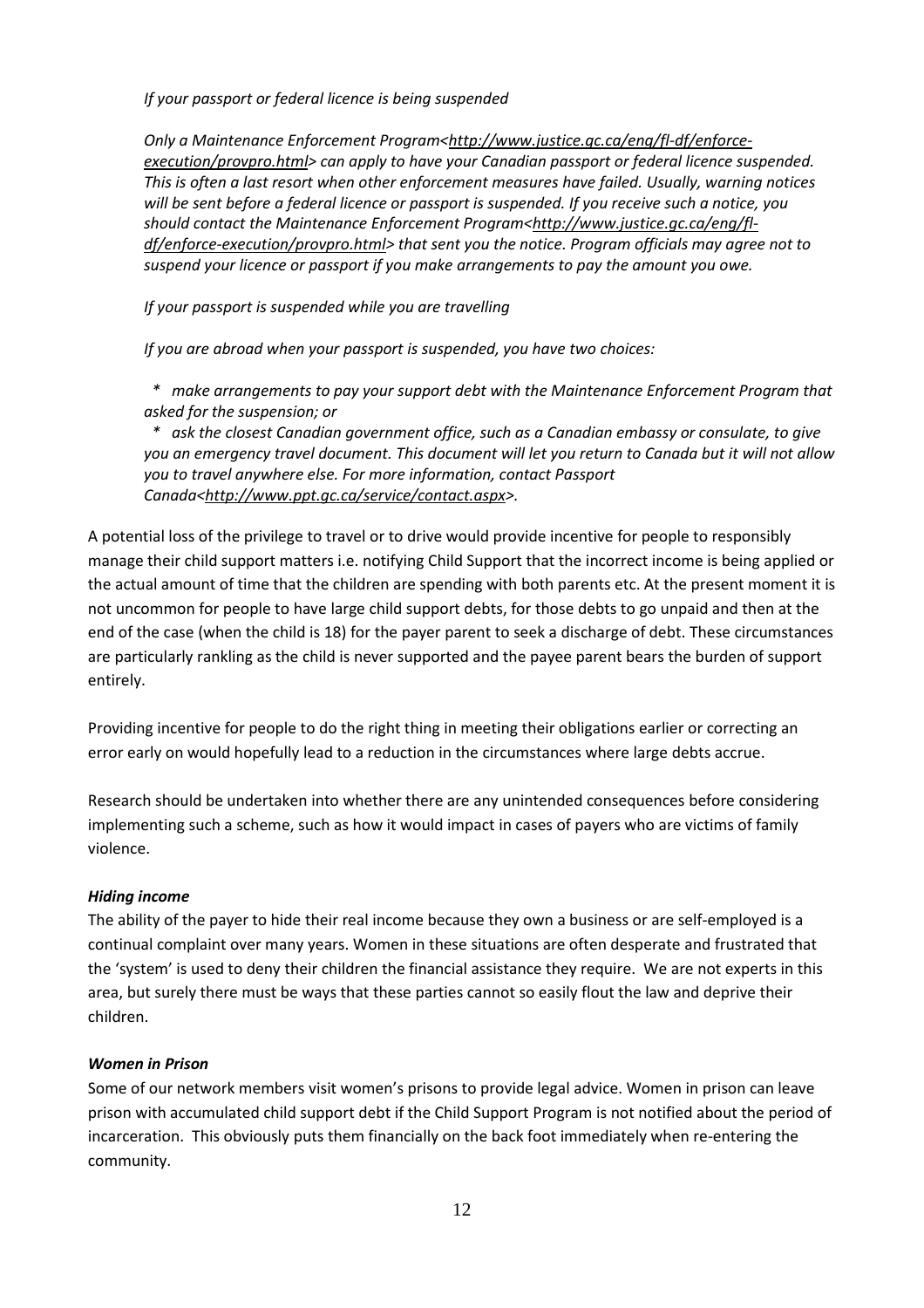*If your passport or federal licence is being suspended*

*Only a Maintenance Enforcement Program<http://www.justice.gc.ca/eng/fl-df/enforce-execution/provpro.html> can apply to have your Canadian passport or federal licence suspended. This is often a last resort when other enforcement measures have failed. Usually, warning notices will be sent before a federal licence or passport is suspended. If you receive such a notice, you should contact the Maintenance Enforcement Program<http://www.justice.gc.ca/eng/fl-df/enforce-execution/provpro.html> that sent you the notice. Program officials may agree not to suspend your licence or passport if you make arrangements to pay the amount you owe.*

*If your passport is suspended while you are travelling*

*If you are abroad when your passport is suspended, you have two choices:*

- *make arrangements to pay your support debt with the Maintenance Enforcement Program that asked for the suspension; or*
- *ask the closest Canadian government office, such as a Canadian embassy or consulate, to give you an emergency travel document. This document will let you return to Canada but it will not allow you to travel anywhere else. For more information, contact Passport Canada<http://www.ppt.gc.ca/service/contact.aspx>.*

A potential loss of the privilege to travel or to drive would provide incentive for people to responsibly manage their child support matters i.e. notifying Child Support that the incorrect income is being applied or the actual amount of time that the children are spending with both parents etc. At the present moment it is not uncommon for people to have large child support debts, for those debts to go unpaid and then at the end of the case (when the child is 18) for the payer parent to seek a discharge of debt. These circumstances are particularly rankling as the child is never supported and the payee parent bears the burden of support entirely.

Providing incentive for people to do the right thing in meeting their obligations earlier or correcting an error early on would hopefully lead to a reduction in the circumstances where large debts accrue.

Research should be undertaken into whether there are any unintended consequences before considering implementing such a scheme, such as how it would impact in cases of payers who are victims of family violence.

***Hiding income***

The ability of the payer to hide their real income because they own a business or are self-employed is a continual complaint over many years. Women in these situations are often desperate and frustrated that the 'system' is used to deny their children the financial assistance they require. We are not experts in this area, but surely there must be ways that these parties cannot so easily flout the law and deprive their children.

***Women in Prison***

Some of our network members visit women's prisons to provide legal advice. Women in prison can leave prison with accumulated child support debt if the Child Support Program is not notified about the period of incarceration. This obviously puts them financially on the back foot immediately when re-entering the community.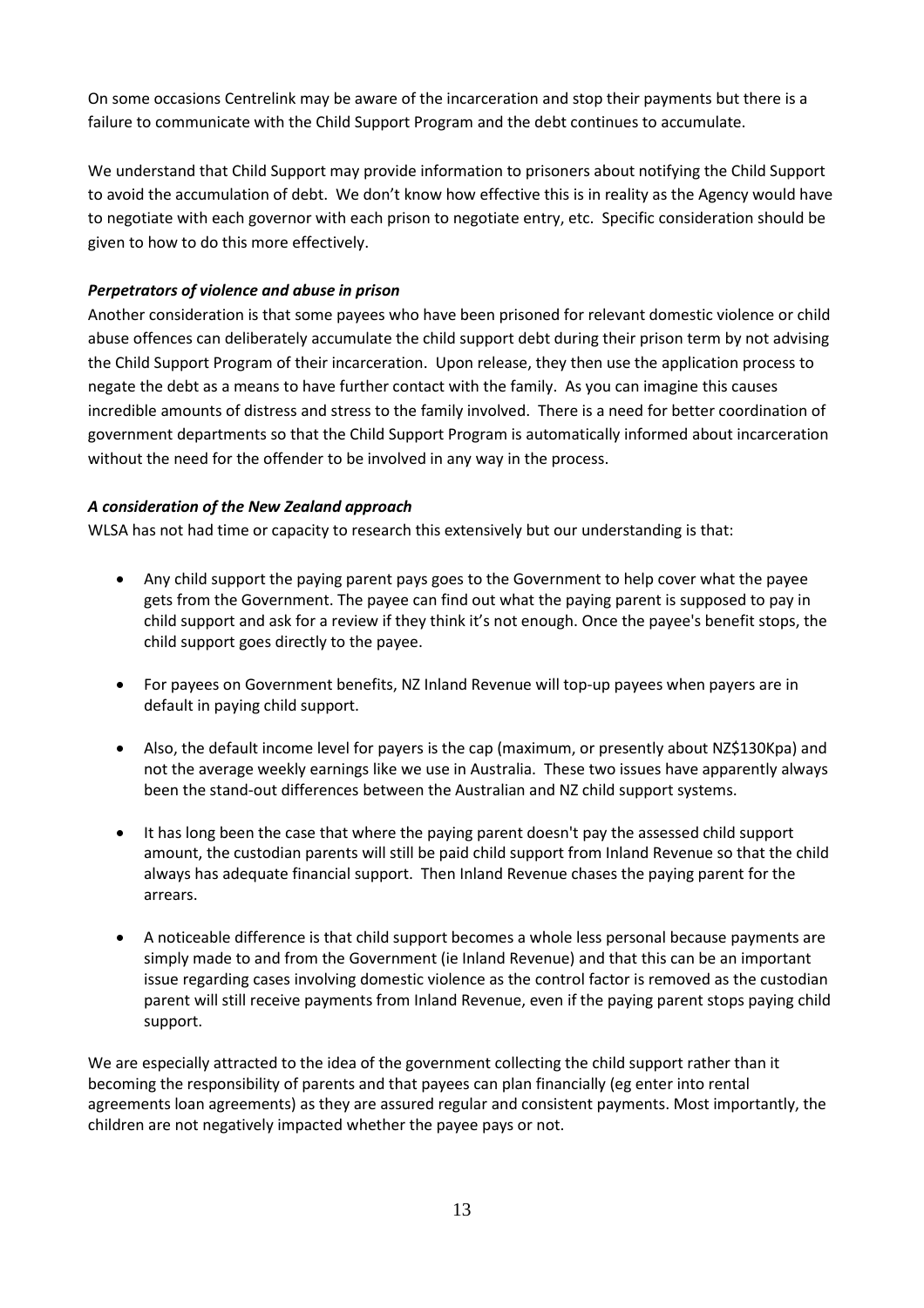On some occasions Centrelink may be aware of the incarceration and stop their payments but there is a failure to communicate with the Child Support Program and the debt continues to accumulate.

We understand that Child Support may provide information to prisoners about notifying the Child Support to avoid the accumulation of debt. We don't know how effective this is in reality as the Agency would have to negotiate with each governor with each prison to negotiate entry, etc. Specific consideration should be given to how to do this more effectively.

***Perpetrators of violence and abuse in prison***

Another consideration is that some payees who have been prisoned for relevant domestic violence or child abuse offences can deliberately accumulate the child support debt during their prison term by not advising the Child Support Program of their incarceration. Upon release, they then use the application process to negate the debt as a means to have further contact with the family. As you can imagine this causes incredible amounts of distress and stress to the family involved. There is a need for better coordination of government departments so that the Child Support Program is automatically informed about incarceration without the need for the offender to be involved in any way in the process.

***A consideration of the New Zealand approach***

WLSA has not had time or capacity to research this extensively but our understanding is that:

- Any child support the paying parent pays goes to the Government to help cover what the payee gets from the Government. The payee can find out what the paying parent is supposed to pay in child support and ask for a review if they think it's not enough. Once the payee's benefit stops, the child support goes directly to the payee.
- For payees on Government benefits, NZ Inland Revenue will top-up payees when payers are in default in paying child support.
- Also, the default income level for payers is the cap (maximum, or presently about NZ$130Kpa) and not the average weekly earnings like we use in Australia. These two issues have apparently always been the stand-out differences between the Australian and NZ child support systems.
- It has long been the case that where the paying parent doesn't pay the assessed child support amount, the custodian parents will still be paid child support from Inland Revenue so that the child always has adequate financial support. Then Inland Revenue chases the paying parent for the arrears.
- A noticeable difference is that child support becomes a whole less personal because payments are simply made to and from the Government (ie Inland Revenue) and that this can be an important issue regarding cases involving domestic violence as the control factor is removed as the custodian parent will still receive payments from Inland Revenue, even if the paying parent stops paying child support.

We are especially attracted to the idea of the government collecting the child support rather than it becoming the responsibility of parents and that payees can plan financially (eg enter into rental agreements loan agreements) as they are assured regular and consistent payments. Most importantly, the children are not negatively impacted whether the payee pays or not.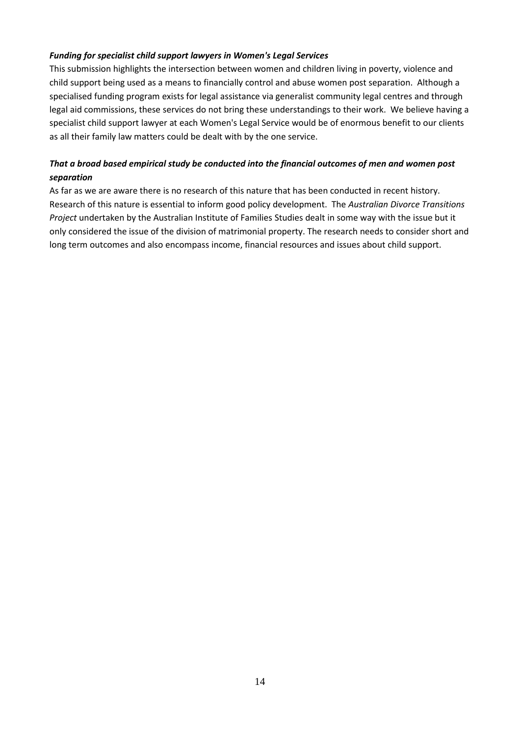***Funding for specialist child support lawyers in Women's Legal Services***

This submission highlights the intersection between women and children living in poverty, violence and child support being used as a means to financially control and abuse women post separation. Although a specialised funding program exists for legal assistance via generalist community legal centres and through legal aid commissions, these services do not bring these understandings to their work. We believe having a specialist child support lawyer at each Women's Legal Service would be of enormous benefit to our clients as all their family law matters could be dealt with by the one service.

***That a broad based empirical study be conducted into the financial outcomes of men and women post separation***

As far as we are aware there is no research of this nature that has been conducted in recent history. Research of this nature is essential to inform good policy development. The *Australian Divorce Transitions Project* undertaken by the Australian Institute of Families Studies dealt in some way with the issue but it only considered the issue of the division of matrimonial property. The research needs to consider short and long term outcomes and also encompass income, financial resources and issues about child support.